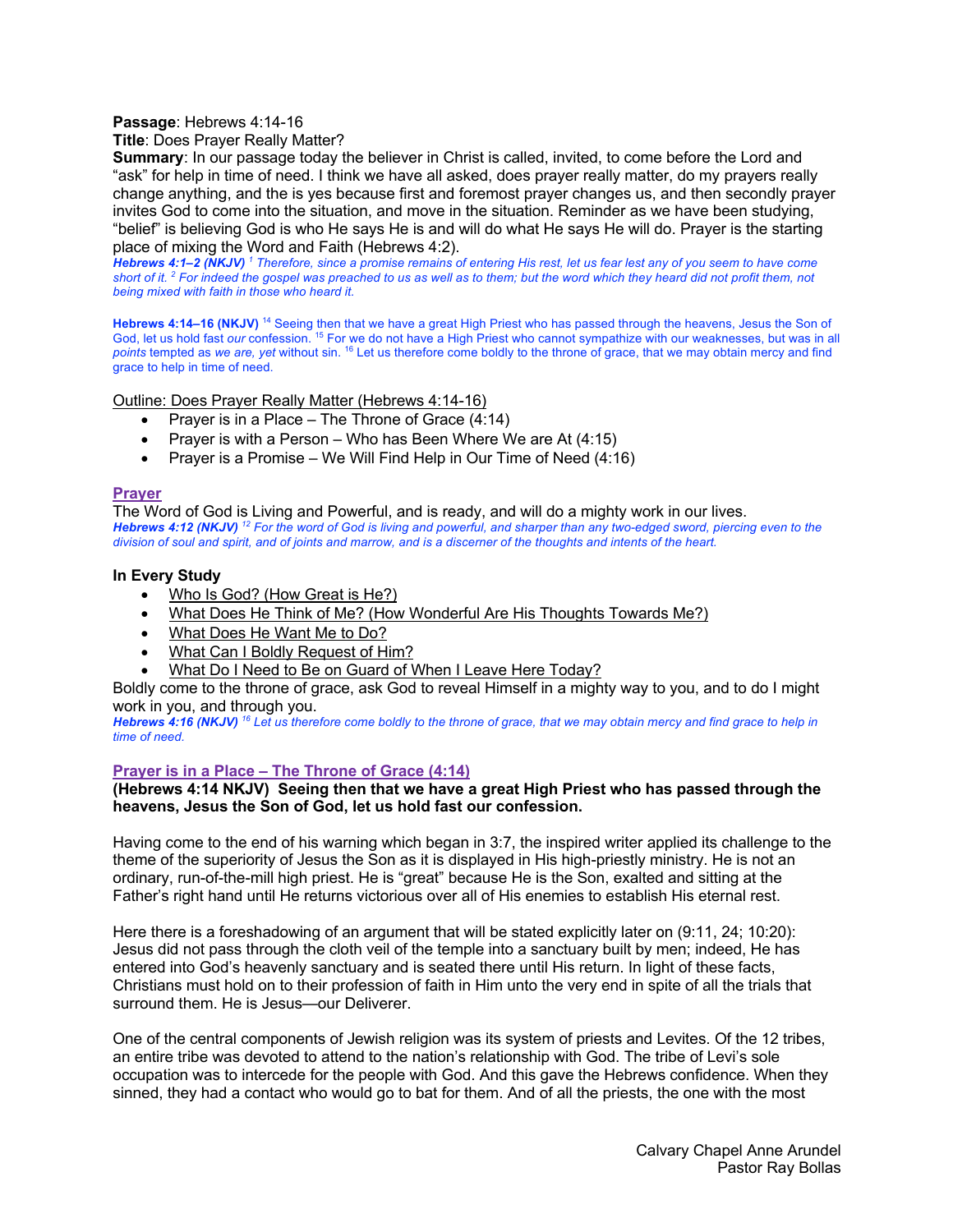**Passage**: Hebrews 4:14-16

**Title**: Does Prayer Really Matter?

**Summary**: In our passage today the believer in Christ is called, invited, to come before the Lord and "ask" for help in time of need. I think we have all asked, does prayer really matter, do my prayers really change anything, and the is yes because first and foremost prayer changes us, and then secondly prayer invites God to come into the situation, and move in the situation. Reminder as we have been studying, "belief" is believing God is who He says He is and will do what He says He will do. Prayer is the starting place of mixing the Word and Faith (Hebrews 4:2).

***Hebrews 4:1–2 (NKJV)*** *[1] Therefore, since a promise remains of entering His rest, let us fear lest any of you seem to have come short of it. [2] For indeed the gospel was preached to us as well as to them; but the word which they heard did not profit them, not being mixed with faith in those who heard it.*

**Hebrews 4:14–16 (NKJV)** [14] Seeing then that we have a great High Priest who has passed through the heavens, Jesus the Son of God, let us hold fast *our* confession. [15] For we do not have a High Priest who cannot sympathize with our weaknesses, but was in all *points* tempted as *we are, yet* without sin. [16] Let us therefore come boldly to the throne of grace, that we may obtain mercy and find grace to help in time of need.

Outline: Does Prayer Really Matter (Hebrews 4:14-16)

- Prayer is in a Place – The Throne of Grace (4:14)
- Prayer is with a Person – Who has Been Where We are At (4:15)
- Prayer is a Promise – We Will Find Help in Our Time of Need (4:16)

## Prayer

The Word of God is Living and Powerful, and is ready, and will do a mighty work in our lives.

***Hebrews 4:12 (NKJV)*** *[12] For the word of God is living and powerful, and sharper than any two-edged sword, piercing even to the division of soul and spirit, and of joints and marrow, and is a discerner of the thoughts and intents of the heart.*

### In Every Study

- Who Is God? (How Great is He?)
- What Does He Think of Me? (How Wonderful Are His Thoughts Towards Me?)
- What Does He Want Me to Do?
- What Can I Boldly Request of Him?
- What Do I Need to Be on Guard of When I Leave Here Today?

Boldly come to the throne of grace, ask God to reveal Himself in a mighty way to you, and to do I might work in you, and through you.

***Hebrews 4:16 (NKJV)*** *[16] Let us therefore come boldly to the throne of grace, that we may obtain mercy and find grace to help in time of need.*

## Prayer is in a Place – The Throne of Grace (4:14)

**(Hebrews 4:14 NKJV) Seeing then that we have a great High Priest who has passed through the heavens, Jesus the Son of God, let us hold fast our confession.**

Having come to the end of his warning which began in 3:7, the inspired writer applied its challenge to the theme of the superiority of Jesus the Son as it is displayed in His high-priestly ministry. He is not an ordinary, run-of-the-mill high priest. He is "great" because He is the Son, exalted and sitting at the Father's right hand until He returns victorious over all of His enemies to establish His eternal rest.

Here there is a foreshadowing of an argument that will be stated explicitly later on (9:11, 24; 10:20): Jesus did not pass through the cloth veil of the temple into a sanctuary built by men; indeed, He has entered into God's heavenly sanctuary and is seated there until His return. In light of these facts, Christians must hold on to their profession of faith in Him unto the very end in spite of all the trials that surround them. He is Jesus—our Deliverer.

One of the central components of Jewish religion was its system of priests and Levites. Of the 12 tribes, an entire tribe was devoted to attend to the nation's relationship with God. The tribe of Levi's sole occupation was to intercede for the people with God. And this gave the Hebrews confidence. When they sinned, they had a contact who would go to bat for them. And of all the priests, the one with the most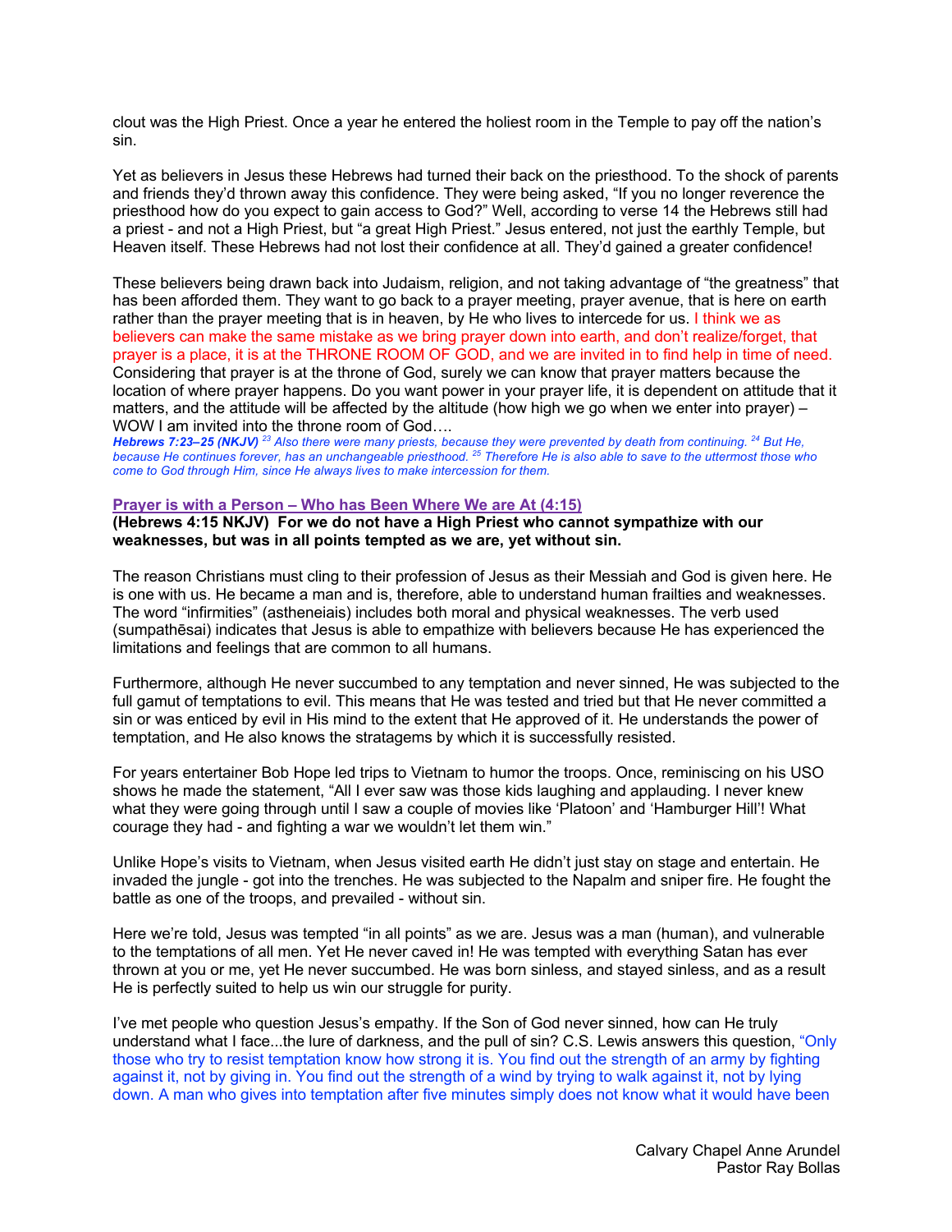clout was the High Priest. Once a year he entered the holiest room in the Temple to pay off the nation's sin.

Yet as believers in Jesus these Hebrews had turned their back on the priesthood. To the shock of parents and friends they'd thrown away this confidence. They were being asked, "If you no longer reverence the priesthood how do you expect to gain access to God?" Well, according to verse 14 the Hebrews still had a priest - and not a High Priest, but "a great High Priest." Jesus entered, not just the earthly Temple, but Heaven itself. These Hebrews had not lost their confidence at all. They'd gained a greater confidence!

These believers being drawn back into Judaism, religion, and not taking advantage of "the greatness" that has been afforded them. They want to go back to a prayer meeting, prayer avenue, that is here on earth rather than the prayer meeting that is in heaven, by He who lives to intercede for us. I think we as believers can make the same mistake as we bring prayer down into earth, and don't realize/forget, that prayer is a place, it is at the THRONE ROOM OF GOD, and we are invited in to find help in time of need. Considering that prayer is at the throne of God, surely we can know that prayer matters because the location of where prayer happens. Do you want power in your prayer life, it is dependent on attitude that it matters, and the attitude will be affected by the altitude (how high we go when we enter into prayer) – WOW I am invited into the throne room of God….

***Hebrews 7:23–25 (NKJV)*** *[23] Also there were many priests, because they were prevented by death from continuing. [24] But He, because He continues forever, has an unchangeable priesthood. [25] Therefore He is also able to save to the uttermost those who come to God through Him, since He always lives to make intercession for them.*

### Prayer is with a Person – Who has Been Where We are At (4:15)

**(Hebrews 4:15 NKJV) For we do not have a High Priest who cannot sympathize with our weaknesses, but was in all points tempted as we are, yet without sin.**

The reason Christians must cling to their profession of Jesus as their Messiah and God is given here. He is one with us. He became a man and is, therefore, able to understand human frailties and weaknesses. The word "infirmities" (astheneiais) includes both moral and physical weaknesses. The verb used (sumpathēsai) indicates that Jesus is able to empathize with believers because He has experienced the limitations and feelings that are common to all humans.

Furthermore, although He never succumbed to any temptation and never sinned, He was subjected to the full gamut of temptations to evil. This means that He was tested and tried but that He never committed a sin or was enticed by evil in His mind to the extent that He approved of it. He understands the power of temptation, and He also knows the stratagems by which it is successfully resisted.

For years entertainer Bob Hope led trips to Vietnam to humor the troops. Once, reminiscing on his USO shows he made the statement, "All I ever saw was those kids laughing and applauding. I never knew what they were going through until I saw a couple of movies like 'Platoon' and 'Hamburger Hill'! What courage they had - and fighting a war we wouldn't let them win."

Unlike Hope's visits to Vietnam, when Jesus visited earth He didn't just stay on stage and entertain. He invaded the jungle - got into the trenches. He was subjected to the Napalm and sniper fire. He fought the battle as one of the troops, and prevailed - without sin.

Here we're told, Jesus was tempted "in all points" as we are. Jesus was a man (human), and vulnerable to the temptations of all men. Yet He never caved in! He was tempted with everything Satan has ever thrown at you or me, yet He never succumbed. He was born sinless, and stayed sinless, and as a result He is perfectly suited to help us win our struggle for purity.

I've met people who question Jesus's empathy. If the Son of God never sinned, how can He truly understand what I face...the lure of darkness, and the pull of sin? C.S. Lewis answers this question, "Only those who try to resist temptation know how strong it is. You find out the strength of an army by fighting against it, not by giving in. You find out the strength of a wind by trying to walk against it, not by lying down. A man who gives into temptation after five minutes simply does not know what it would have been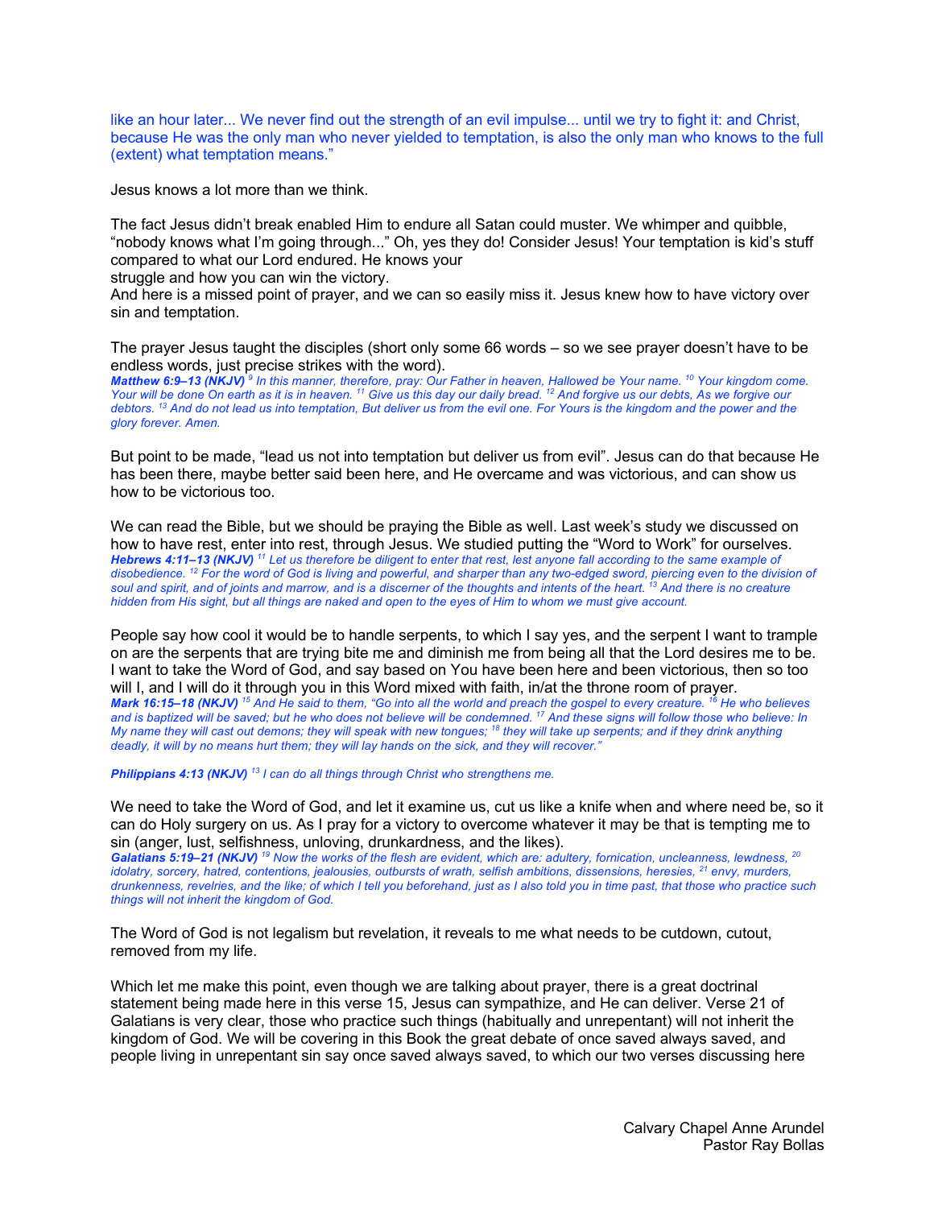like an hour later... We never find out the strength of an evil impulse... until we try to fight it: and Christ, because He was the only man who never yielded to temptation, is also the only man who knows to the full (extent) what temptation means."

Jesus knows a lot more than we think.

The fact Jesus didn't break enabled Him to endure all Satan could muster. We whimper and quibble, "nobody knows what I'm going through..." Oh, yes they do! Consider Jesus! Your temptation is kid's stuff compared to what our Lord endured. He knows your
struggle and how you can win the victory.
And here is a missed point of prayer, and we can so easily miss it. Jesus knew how to have victory over sin and temptation.

The prayer Jesus taught the disciples (short only some 66 words – so we see prayer doesn't have to be endless words, just precise strikes with the word).
***Matthew 6:9–13 (NKJV)*** *[9] In this manner, therefore, pray: Our Father in heaven, Hallowed be Your name. [10] Your kingdom come. Your will be done On earth as it is in heaven. [11] Give us this day our daily bread. [12] And forgive us our debts, As we forgive our debtors. [13] And do not lead us into temptation, But deliver us from the evil one. For Yours is the kingdom and the power and the glory forever. Amen.*

But point to be made, "lead us not into temptation but deliver us from evil". Jesus can do that because He has been there, maybe better said been here, and He overcame and was victorious, and can show us how to be victorious too.

We can read the Bible, but we should be praying the Bible as well. Last week's study we discussed on how to have rest, enter into rest, through Jesus. We studied putting the "Word to Work" for ourselves.
***Hebrews 4:11–13 (NKJV)*** *[11] Let us therefore be diligent to enter that rest, lest anyone fall according to the same example of disobedience. [12] For the word of God is living and powerful, and sharper than any two-edged sword, piercing even to the division of soul and spirit, and of joints and marrow, and is a discerner of the thoughts and intents of the heart. [13] And there is no creature hidden from His sight, but all things are naked and open to the eyes of Him to whom we must give account.*

People say how cool it would be to handle serpents, to which I say yes, and the serpent I want to trample on are the serpents that are trying bite me and diminish me from being all that the Lord desires me to be. I want to take the Word of God, and say based on You have been here and been victorious, then so too will I, and I will do it through you in this Word mixed with faith, in/at the throne room of prayer.
***Mark 16:15–18 (NKJV)*** *[15] And He said to them, "Go into all the world and preach the gospel to every creature. [16] He who believes and is baptized will be saved; but he who does not believe will be condemned. [17] And these signs will follow those who believe: In My name they will cast out demons; they will speak with new tongues; [18] they will take up serpents; and if they drink anything deadly, it will by no means hurt them; they will lay hands on the sick, and they will recover."*

***Philippians 4:13 (NKJV)*** *[13] I can do all things through Christ who strengthens me.*

We need to take the Word of God, and let it examine us, cut us like a knife when and where need be, so it can do Holy surgery on us. As I pray for a victory to overcome whatever it may be that is tempting me to sin (anger, lust, selfishness, unloving, drunkardness, and the likes).
***Galatians 5:19–21 (NKJV)*** *[19] Now the works of the flesh are evident, which are: adultery, fornication, uncleanness, lewdness, [20] idolatry, sorcery, hatred, contentions, jealousies, outbursts of wrath, selfish ambitions, dissensions, heresies, [21] envy, murders, drunkenness, revelries, and the like; of which I tell you beforehand, just as I also told you in time past, that those who practice such things will not inherit the kingdom of God.*

The Word of God is not legalism but revelation, it reveals to me what needs to be cutdown, cutout, removed from my life.

Which let me make this point, even though we are talking about prayer, there is a great doctrinal statement being made here in this verse 15, Jesus can sympathize, and He can deliver. Verse 21 of Galatians is very clear, those who practice such things (habitually and unrepentant) will not inherit the kingdom of God. We will be covering in this Book the great debate of once saved always saved, and people living in unrepentant sin say once saved always saved, to which our two verses discussing here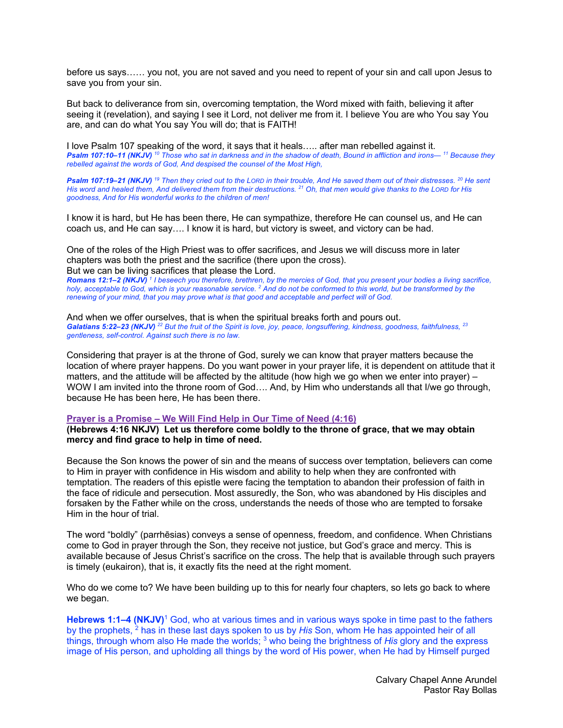before us says…… you not, you are not saved and you need to repent of your sin and call upon Jesus to save you from your sin.

But back to deliverance from sin, overcoming temptation, the Word mixed with faith, believing it after seeing it (revelation), and saying I see it Lord, not deliver me from it. I believe You are who You say You are, and can do what You say You will do; that is FAITH!

I love Psalm 107 speaking of the word, it says that it heals….. after man rebelled against it.

***Psalm 107:10–11 (NKJV)*** *[10] Those who sat in darkness and in the shadow of death, Bound in affliction and irons— [11] Because they rebelled against the words of God, And despised the counsel of the Most High,*

***Psalm 107:19–21 (NKJV)*** *[19] Then they cried out to the LORD in their trouble, And He saved them out of their distresses. [20] He sent His word and healed them, And delivered them from their destructions. [21] Oh, that men would give thanks to the LORD for His goodness, And for His wonderful works to the children of men!*

I know it is hard, but He has been there, He can sympathize, therefore He can counsel us, and He can coach us, and He can say…. I know it is hard, but victory is sweet, and victory can be had.

One of the roles of the High Priest was to offer sacrifices, and Jesus we will discuss more in later chapters was both the priest and the sacrifice (there upon the cross).
But we can be living sacrifices that please the Lord.

***Romans 12:1–2 (NKJV)*** *[1] I beseech you therefore, brethren, by the mercies of God, that you present your bodies a living sacrifice, holy, acceptable to God, which is your reasonable service. [2] And do not be conformed to this world, but be transformed by the renewing of your mind, that you may prove what is that good and acceptable and perfect will of God.*

And when we offer ourselves, that is when the spiritual breaks forth and pours out.

***Galatians 5:22–23 (NKJV)*** *[22] But the fruit of the Spirit is love, joy, peace, longsuffering, kindness, goodness, faithfulness, [23] gentleness, self-control. Against such there is no law.*

Considering that prayer is at the throne of God, surely we can know that prayer matters because the location of where prayer happens. Do you want power in your prayer life, it is dependent on attitude that it matters, and the attitude will be affected by the altitude (how high we go when we enter into prayer) – WOW I am invited into the throne room of God…. And, by Him who understands all that I/we go through, because He has been here, He has been there.

## Prayer is a Promise – We Will Find Help in Our Time of Need (4:16)

**(Hebrews 4:16 NKJV) Let us therefore come boldly to the throne of grace, that we may obtain mercy and find grace to help in time of need.**

Because the Son knows the power of sin and the means of success over temptation, believers can come to Him in prayer with confidence in His wisdom and ability to help when they are confronted with temptation. The readers of this epistle were facing the temptation to abandon their profession of faith in the face of ridicule and persecution. Most assuredly, the Son, who was abandoned by His disciples and forsaken by the Father while on the cross, understands the needs of those who are tempted to forsake Him in the hour of trial.

The word "boldly" (parrhēsias) conveys a sense of openness, freedom, and confidence. When Christians come to God in prayer through the Son, they receive not justice, but God's grace and mercy. This is available because of Jesus Christ's sacrifice on the cross. The help that is available through such prayers is timely (eukairon), that is, it exactly fits the need at the right moment.

Who do we come to? We have been building up to this for nearly four chapters, so lets go back to where we began.

**Hebrews 1:1–4 (NKJV)**[1] God, who at various times and in various ways spoke in time past to the fathers by the prophets, [2] has in these last days spoken to us by *His* Son, whom He has appointed heir of all things, through whom also He made the worlds; [3] who being the brightness of *His* glory and the express image of His person, and upholding all things by the word of His power, when He had by Himself purged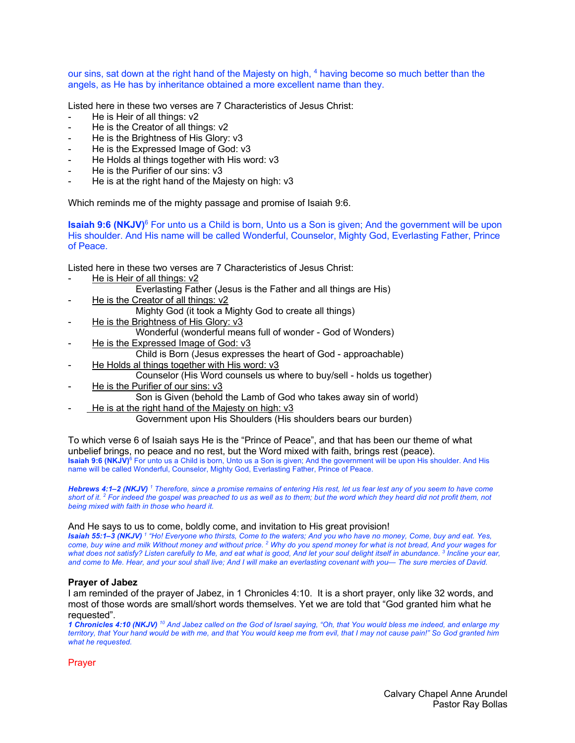our sins, sat down at the right hand of the Majesty on high, [4] having become so much better than the angels, as He has by inheritance obtained a more excellent name than they.

Listed here in these two verses are 7 Characteristics of Jesus Christ:

- He is Heir of all things: v2
- He is the Creator of all things: v2
- He is the Brightness of His Glory: v3
- He is the Expressed Image of God: v3
- He Holds al things together with His word: v3
- He is the Purifier of our sins: v3
- He is at the right hand of the Majesty on high: v3

Which reminds me of the mighty passage and promise of Isaiah 9:6.

**Isaiah 9:6 (NKJV)**[6] For unto us a Child is born, Unto us a Son is given; And the government will be upon His shoulder. And His name will be called Wonderful, Counselor, Mighty God, Everlasting Father, Prince of Peace.

Listed here in these two verses are 7 Characteristics of Jesus Christ:

- He is Heir of all things: v2
  - Everlasting Father (Jesus is the Father and all things are His)
- He is the Creator of all things: v2
  - Mighty God (it took a Mighty God to create all things)
- He is the Brightness of His Glory: v3
  - Wonderful (wonderful means full of wonder - God of Wonders)
- He is the Expressed Image of God: v3
  - Child is Born (Jesus expresses the heart of God - approachable)
- He Holds al things together with His word: v3
  - Counselor (His Word counsels us where to buy/sell - holds us together)
- He is the Purifier of our sins: v3
  - Son is Given (behold the Lamb of God who takes away sin of world)
- He is at the right hand of the Majesty on high: v3
  - Government upon His Shoulders (His shoulders bears our burden)

To which verse 6 of Isaiah says He is the "Prince of Peace", and that has been our theme of what unbelief brings, no peace and no rest, but the Word mixed with faith, brings rest (peace).

**Isaiah 9:6 (NKJV)**[6] For unto us a Child is born, Unto us a Son is given; And the government will be upon His shoulder. And His name will be called Wonderful, Counselor, Mighty God, Everlasting Father, Prince of Peace.

***Hebrews 4:1–2 (NKJV)*** *[1] Therefore, since a promise remains of entering His rest, let us fear lest any of you seem to have come short of it. [2] For indeed the gospel was preached to us as well as to them; but the word which they heard did not profit them, not being mixed with faith in those who heard it.*

And He says to us to come, boldly come, and invitation to His great provision!

***Isaiah 55:1–3 (NKJV)*** *[1] "Ho! Everyone who thirsts, Come to the waters; And you who have no money, Come, buy and eat. Yes, come, buy wine and milk Without money and without price. [2] Why do you spend money for what is not bread, And your wages for what does not satisfy? Listen carefully to Me, and eat what is good, And let your soul delight itself in abundance. [3] Incline your ear, and come to Me. Hear, and your soul shall live; And I will make an everlasting covenant with you— The sure mercies of David.*

### Prayer of Jabez

I am reminded of the prayer of Jabez, in 1 Chronicles 4:10. It is a short prayer, only like 32 words, and most of those words are small/short words themselves. Yet we are told that "God granted him what he requested".

***1 Chronicles 4:10 (NKJV)*** *[10] And Jabez called on the God of Israel saying, "Oh, that You would bless me indeed, and enlarge my territory, that Your hand would be with me, and that You would keep me from evil, that I may not cause pain!" So God granted him what he requested.*

Prayer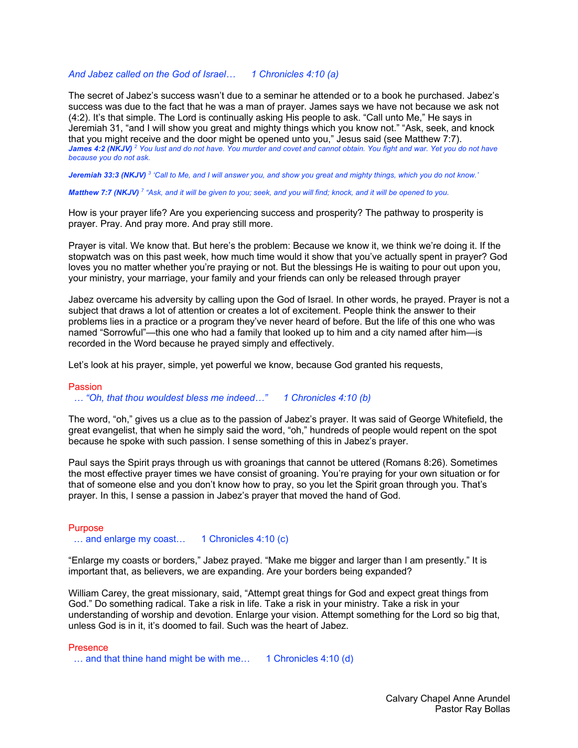*And Jabez called on the God of Israel…  1 Chronicles 4:10 (a)*

The secret of Jabez's success wasn't due to a seminar he attended or to a book he purchased. Jabez's success was due to the fact that he was a man of prayer. James says we have not because we ask not (4:2). It's that simple. The Lord is continually asking His people to ask. "Call unto Me," He says in Jeremiah 31, "and I will show you great and mighty things which you know not." "Ask, seek, and knock that you might receive and the door might be opened unto you," Jesus said (see Matthew 7:7).

***James 4:2 (NKJV)*** *[2] You lust and do not have. You murder and covet and cannot obtain. You fight and war. Yet you do not have because you do not ask.*

***Jeremiah 33:3 (NKJV)*** *[3] 'Call to Me, and I will answer you, and show you great and mighty things, which you do not know.'*

***Matthew 7:7 (NKJV)*** *[7] "Ask, and it will be given to you; seek, and you will find; knock, and it will be opened to you.*

How is your prayer life? Are you experiencing success and prosperity? The pathway to prosperity is prayer. Pray. And pray more. And pray still more.

Prayer is vital. We know that. But here's the problem: Because we know it, we think we're doing it. If the stopwatch was on this past week, how much time would it show that you've actually spent in prayer? God loves you no matter whether you're praying or not. But the blessings He is waiting to pour out upon you, your ministry, your marriage, your family and your friends can only be released through prayer

Jabez overcame his adversity by calling upon the God of Israel. In other words, he prayed. Prayer is not a subject that draws a lot of attention or creates a lot of excitement. People think the answer to their problems lies in a practice or a program they've never heard of before. But the life of this one who was named "Sorrowful"—this one who had a family that looked up to him and a city named after him—is recorded in the Word because he prayed simply and effectively.

Let's look at his prayer, simple, yet powerful we know, because God granted his requests,

## Passion

*… "Oh, that thou wouldest bless me indeed…"  1 Chronicles 4:10 (b)*

The word, "oh," gives us a clue as to the passion of Jabez's prayer. It was said of George Whitefield, the great evangelist, that when he simply said the word, "oh," hundreds of people would repent on the spot because he spoke with such passion. I sense something of this in Jabez's prayer.

Paul says the Spirit prays through us with groanings that cannot be uttered (Romans 8:26). Sometimes the most effective prayer times we have consist of groaning. You're praying for your own situation or for that of someone else and you don't know how to pray, so you let the Spirit groan through you. That's prayer. In this, I sense a passion in Jabez's prayer that moved the hand of God.

## Purpose

… and enlarge my coast…  1 Chronicles 4:10 (c)

"Enlarge my coasts or borders," Jabez prayed. "Make me bigger and larger than I am presently." It is important that, as believers, we are expanding. Are your borders being expanded?

William Carey, the great missionary, said, "Attempt great things for God and expect great things from God." Do something radical. Take a risk in life. Take a risk in your ministry. Take a risk in your understanding of worship and devotion. Enlarge your vision. Attempt something for the Lord so big that, unless God is in it, it's doomed to fail. Such was the heart of Jabez.

## Presence

… and that thine hand might be with me…  1 Chronicles 4:10 (d)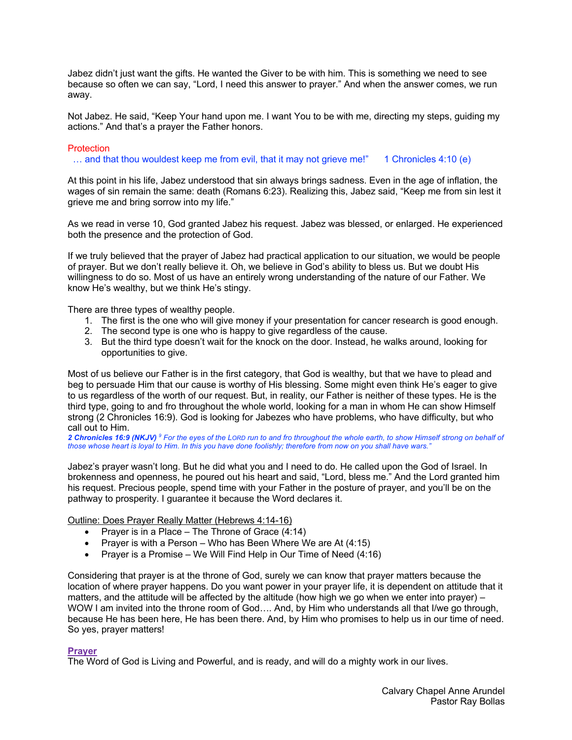Jabez didn't just want the gifts. He wanted the Giver to be with him. This is something we need to see because so often we can say, "Lord, I need this answer to prayer." And when the answer comes, we run away.

Not Jabez. He said, "Keep Your hand upon me. I want You to be with me, directing my steps, guiding my actions." And that's a prayer the Father honors.

### Protection

… and that thou wouldest keep me from evil, that it may not grieve me!"  1 Chronicles 4:10 (e)

At this point in his life, Jabez understood that sin always brings sadness. Even in the age of inflation, the wages of sin remain the same: death (Romans 6:23). Realizing this, Jabez said, "Keep me from sin lest it grieve me and bring sorrow into my life."

As we read in verse 10, God granted Jabez his request. Jabez was blessed, or enlarged. He experienced both the presence and the protection of God.

If we truly believed that the prayer of Jabez had practical application to our situation, we would be people of prayer. But we don't really believe it. Oh, we believe in God's ability to bless us. But we doubt His willingness to do so. Most of us have an entirely wrong understanding of the nature of our Father. We know He's wealthy, but we think He's stingy.

There are three types of wealthy people.

1. The first is the one who will give money if your presentation for cancer research is good enough.
2. The second type is one who is happy to give regardless of the cause.
3. But the third type doesn't wait for the knock on the door. Instead, he walks around, looking for opportunities to give.

Most of us believe our Father is in the first category, that God is wealthy, but that we have to plead and beg to persuade Him that our cause is worthy of His blessing. Some might even think He's eager to give to us regardless of the worth of our request. But, in reality, our Father is neither of these types. He is the third type, going to and fro throughout the whole world, looking for a man in whom He can show Himself strong (2 Chronicles 16:9). God is looking for Jabezes who have problems, who have difficulty, but who call out to Him.

***2 Chronicles 16:9 (NKJV)*** *[9] For the eyes of the LORD run to and fro throughout the whole earth, to show Himself strong on behalf of those whose heart is loyal to Him. In this you have done foolishly; therefore from now on you shall have wars."*

Jabez's prayer wasn't long. But he did what you and I need to do. He called upon the God of Israel. In brokenness and openness, he poured out his heart and said, "Lord, bless me." And the Lord granted him his request. Precious people, spend time with your Father in the posture of prayer, and you'll be on the pathway to prosperity. I guarantee it because the Word declares it.

Outline: Does Prayer Really Matter (Hebrews 4:14-16)

- Prayer is in a Place – The Throne of Grace (4:14)
- Prayer is with a Person – Who has Been Where We are At (4:15)
- Prayer is a Promise – We Will Find Help in Our Time of Need (4:16)

Considering that prayer is at the throne of God, surely we can know that prayer matters because the location of where prayer happens. Do you want power in your prayer life, it is dependent on attitude that it matters, and the attitude will be affected by the altitude (how high we go when we enter into prayer) – WOW I am invited into the throne room of God…. And, by Him who understands all that I/we go through, because He has been here, He has been there. And, by Him who promises to help us in our time of need. So yes, prayer matters!

### Prayer

The Word of God is Living and Powerful, and is ready, and will do a mighty work in our lives.

Calvary Chapel Anne Arundel
Pastor Ray Bollas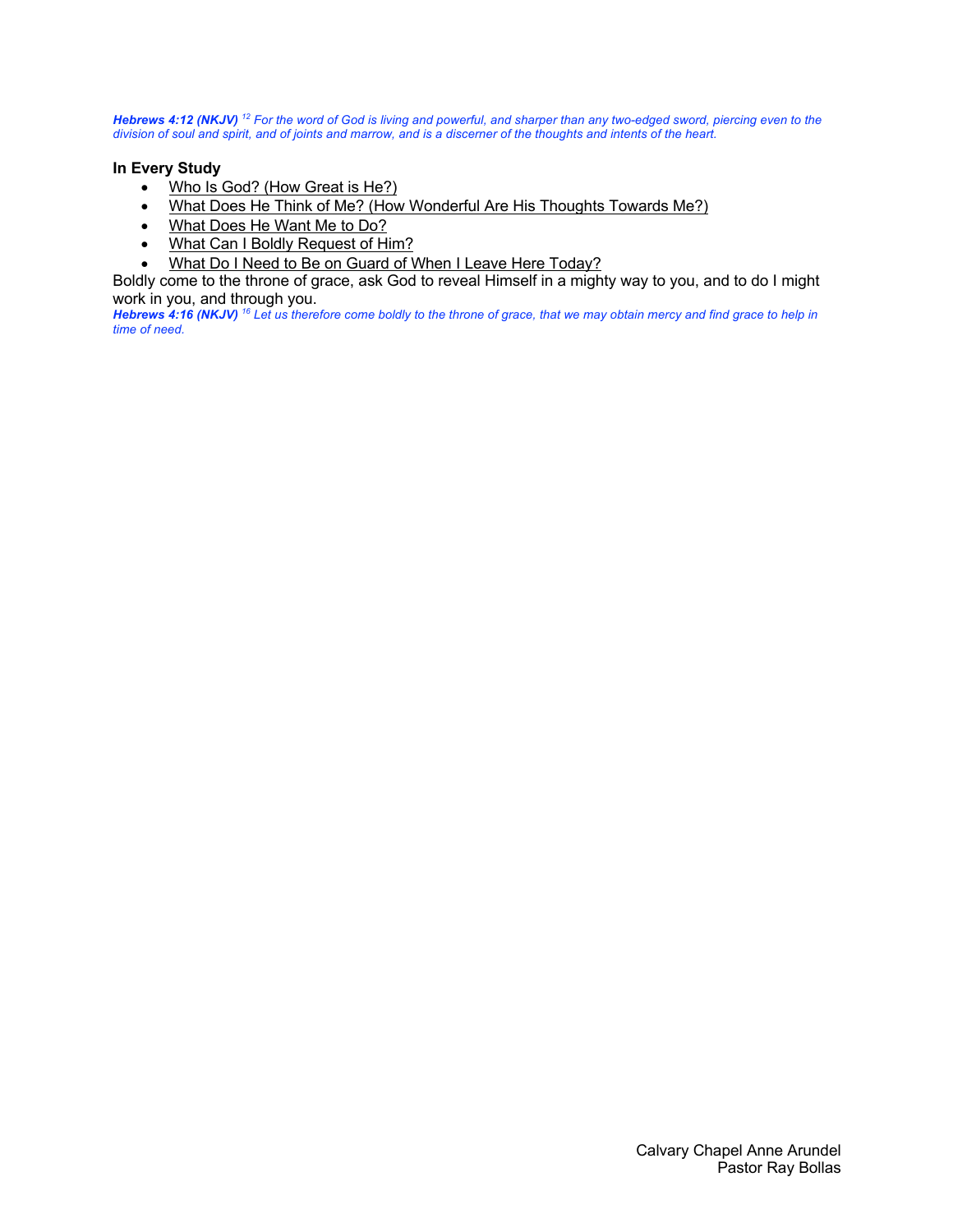***Hebrews 4:12 (NKJV)*** *[12] For the word of God is living and powerful, and sharper than any two-edged sword, piercing even to the division of soul and spirit, and of joints and marrow, and is a discerner of the thoughts and intents of the heart.*

**In Every Study**

- Who Is God? (How Great is He?)
- What Does He Think of Me? (How Wonderful Are His Thoughts Towards Me?)
- What Does He Want Me to Do?
- What Can I Boldly Request of Him?
- What Do I Need to Be on Guard of When I Leave Here Today?

Boldly come to the throne of grace, ask God to reveal Himself in a mighty way to you, and to do I might work in you, and through you.

***Hebrews 4:16 (NKJV)*** *[16] Let us therefore come boldly to the throne of grace, that we may obtain mercy and find grace to help in time of need.*